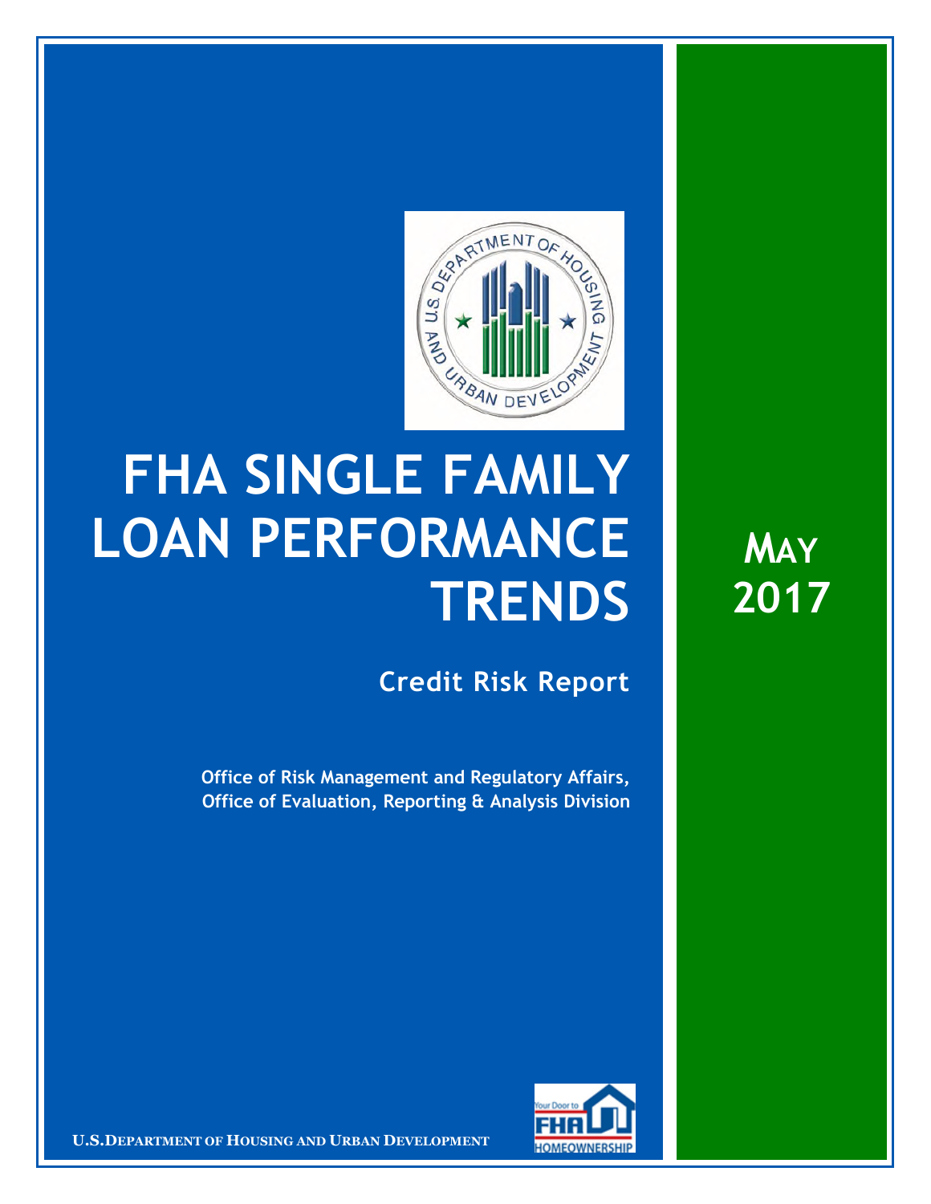# FHA SINGLE FAMILY LOAN PERFORMANCE TRENDS

## Credit Risk Report

**Office of Risk Management and Regulatory Affairs, Office of Evaluation, Reporting & Analysis Division**

**MAY 2017**

U.S. DEPARTMENT OF HOUSING AND URBAN DEVELOPMENT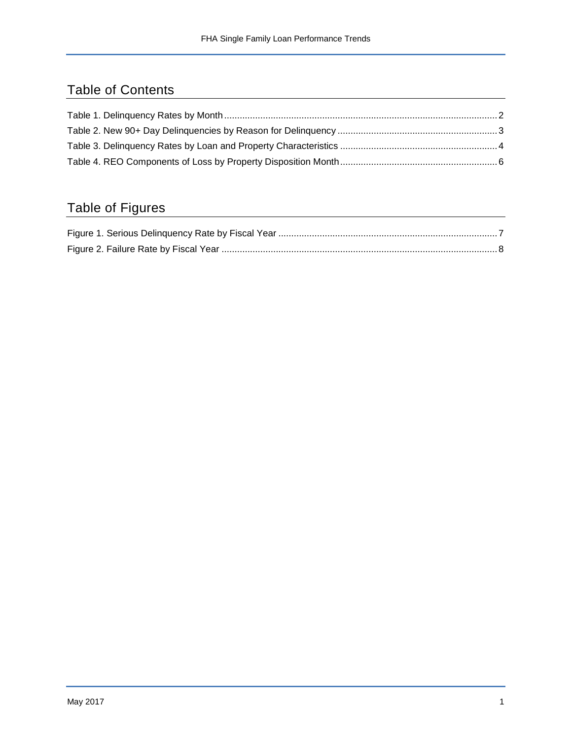# Table of Contents

Table 1. Delinquency Rates by Month ........................................................................................................ 2
Table 2. New 90+ Day Delinquencies by Reason for Delinquency ............................................................ 3
Table 3. Delinquency Rates by Loan and Property Characteristics ............................................................ 4
Table 4. REO Components of Loss by Property Disposition Month ............................................................ 6

# Table of Figures

Figure 1. Serious Delinquency Rate by Fiscal Year ..................................................................................... 7
Figure 2. Failure Rate by Fiscal Year ........................................................................................................... 8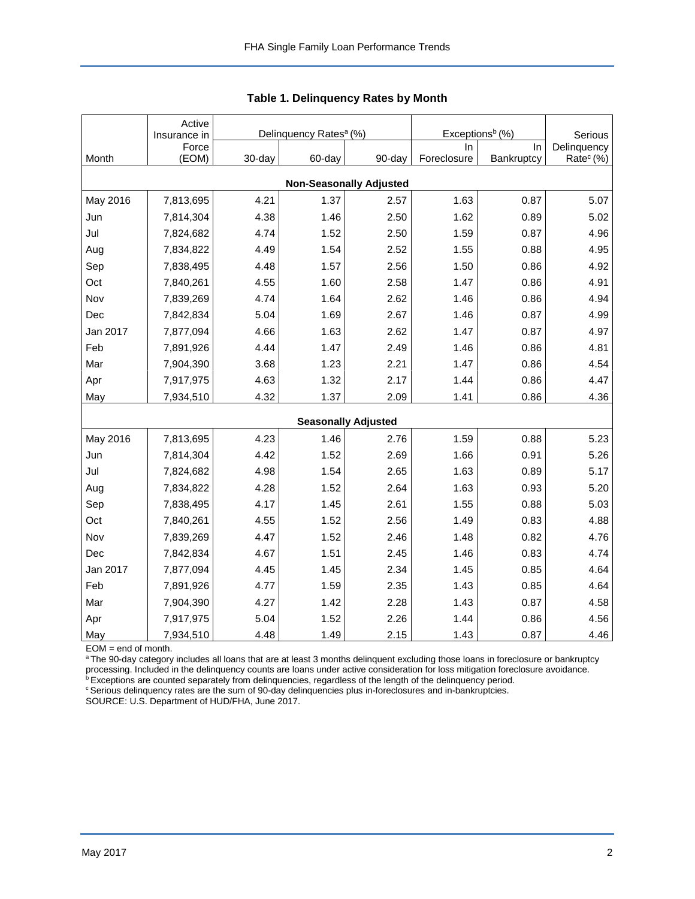**Table 1. Delinquency Rates by Month**

| Month | Active Insurance in Force (EOM) | Delinquency Rates[a] (%) | | | Exceptions[b] (%) | | Serious Delinquency Rate[c] (%) |
|---|---|---|---|---|---|---|---|
| | | 30-day | 60-day | 90-day | In Foreclosure | In Bankruptcy | |
| **Non-Seasonally Adjusted** | | | | | | | |
| May 2016 | 7,813,695 | 4.21 | 1.37 | 2.57 | 1.63 | 0.87 | 5.07 |
| Jun | 7,814,304 | 4.38 | 1.46 | 2.50 | 1.62 | 0.89 | 5.02 |
| Jul | 7,824,682 | 4.74 | 1.52 | 2.50 | 1.59 | 0.87 | 4.96 |
| Aug | 7,834,822 | 4.49 | 1.54 | 2.52 | 1.55 | 0.88 | 4.95 |
| Sep | 7,838,495 | 4.48 | 1.57 | 2.56 | 1.50 | 0.86 | 4.92 |
| Oct | 7,840,261 | 4.55 | 1.60 | 2.58 | 1.47 | 0.86 | 4.91 |
| Nov | 7,839,269 | 4.74 | 1.64 | 2.62 | 1.46 | 0.86 | 4.94 |
| Dec | 7,842,834 | 5.04 | 1.69 | 2.67 | 1.46 | 0.87 | 4.99 |
| Jan 2017 | 7,877,094 | 4.66 | 1.63 | 2.62 | 1.47 | 0.87 | 4.97 |
| Feb | 7,891,926 | 4.44 | 1.47 | 2.49 | 1.46 | 0.86 | 4.81 |
| Mar | 7,904,390 | 3.68 | 1.23 | 2.21 | 1.47 | 0.86 | 4.54 |
| Apr | 7,917,975 | 4.63 | 1.32 | 2.17 | 1.44 | 0.86 | 4.47 |
| May | 7,934,510 | 4.32 | 1.37 | 2.09 | 1.41 | 0.86 | 4.36 |
| **Seasonally Adjusted** | | | | | | | |
| May 2016 | 7,813,695 | 4.23 | 1.46 | 2.76 | 1.59 | 0.88 | 5.23 |
| Jun | 7,814,304 | 4.42 | 1.52 | 2.69 | 1.66 | 0.91 | 5.26 |
| Jul | 7,824,682 | 4.98 | 1.54 | 2.65 | 1.63 | 0.89 | 5.17 |
| Aug | 7,834,822 | 4.28 | 1.52 | 2.64 | 1.63 | 0.93 | 5.20 |
| Sep | 7,838,495 | 4.17 | 1.45 | 2.61 | 1.55 | 0.88 | 5.03 |
| Oct | 7,840,261 | 4.55 | 1.52 | 2.56 | 1.49 | 0.83 | 4.88 |
| Nov | 7,839,269 | 4.47 | 1.52 | 2.46 | 1.48 | 0.82 | 4.76 |
| Dec | 7,842,834 | 4.67 | 1.51 | 2.45 | 1.46 | 0.83 | 4.74 |
| Jan 2017 | 7,877,094 | 4.45 | 1.45 | 2.34 | 1.45 | 0.85 | 4.64 |
| Feb | 7,891,926 | 4.77 | 1.59 | 2.35 | 1.43 | 0.85 | 4.64 |
| Mar | 7,904,390 | 4.27 | 1.42 | 2.28 | 1.43 | 0.87 | 4.58 |
| Apr | 7,917,975 | 5.04 | 1.52 | 2.26 | 1.44 | 0.86 | 4.56 |
| May | 7,934,510 | 4.48 | 1.49 | 2.15 | 1.43 | 0.87 | 4.46 |

EOM = end of month.

[a] The 90-day category includes all loans that are at least 3 months delinquent excluding those loans in foreclosure or bankruptcy processing. Included in the delinquency counts are loans under active consideration for loss mitigation foreclosure avoidance.

[b] Exceptions are counted separately from delinquencies, regardless of the length of the delinquency period.

[c] Serious delinquency rates are the sum of 90-day delinquencies plus in-foreclosures and in-bankruptcies.

SOURCE: U.S. Department of HUD/FHA, June 2017.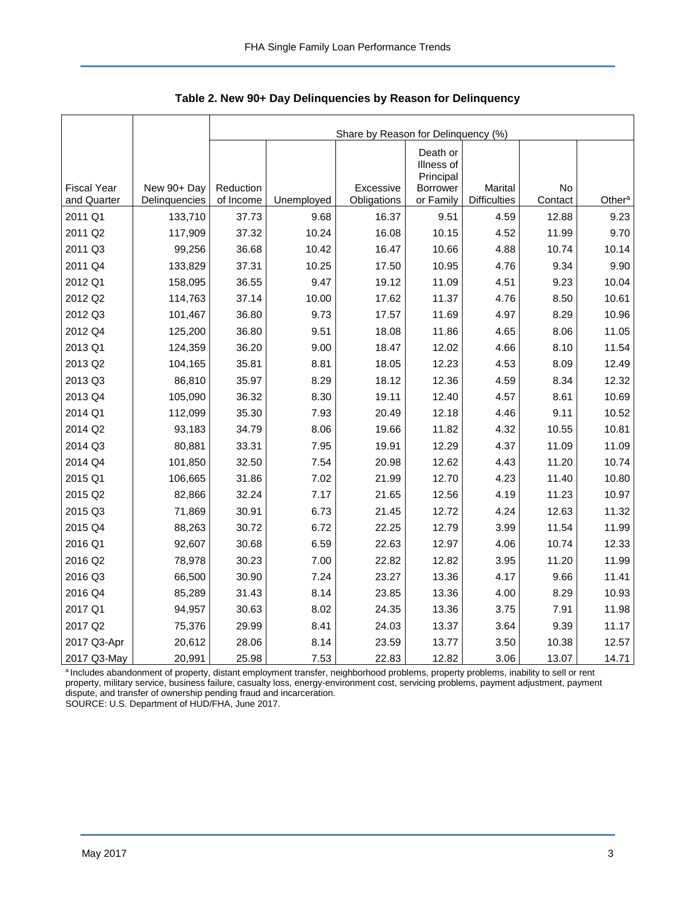**Table 2. New 90+ Day Delinquencies by Reason for Delinquency**

| | | Share by Reason for Delinquency (%) | | | | | | |
|---|---|---|---|---|---|---|---|---|
| Fiscal Year and Quarter | New 90+ Day Delinquencies | Reduction of Income | Unemployed | Excessive Obligations | Death or Illness of Principal Borrower or Family | Marital Difficulties | No Contact | Other[a] |
| 2011 Q1 | 133,710 | 37.73 | 9.68 | 16.37 | 9.51 | 4.59 | 12.88 | 9.23 |
| 2011 Q2 | 117,909 | 37.32 | 10.24 | 16.08 | 10.15 | 4.52 | 11.99 | 9.70 |
| 2011 Q3 | 99,256 | 36.68 | 10.42 | 16.47 | 10.66 | 4.88 | 10.74 | 10.14 |
| 2011 Q4 | 133,829 | 37.31 | 10.25 | 17.50 | 10.95 | 4.76 | 9.34 | 9.90 |
| 2012 Q1 | 158,095 | 36.55 | 9.47 | 19.12 | 11.09 | 4.51 | 9.23 | 10.04 |
| 2012 Q2 | 114,763 | 37.14 | 10.00 | 17.62 | 11.37 | 4.76 | 8.50 | 10.61 |
| 2012 Q3 | 101,467 | 36.80 | 9.73 | 17.57 | 11.69 | 4.97 | 8.29 | 10.96 |
| 2012 Q4 | 125,200 | 36.80 | 9.51 | 18.08 | 11.86 | 4.65 | 8.06 | 11.05 |
| 2013 Q1 | 124,359 | 36.20 | 9.00 | 18.47 | 12.02 | 4.66 | 8.10 | 11.54 |
| 2013 Q2 | 104,165 | 35.81 | 8.81 | 18.05 | 12.23 | 4.53 | 8.09 | 12.49 |
| 2013 Q3 | 86,810 | 35.97 | 8.29 | 18.12 | 12.36 | 4.59 | 8.34 | 12.32 |
| 2013 Q4 | 105,090 | 36.32 | 8.30 | 19.11 | 12.40 | 4.57 | 8.61 | 10.69 |
| 2014 Q1 | 112,099 | 35.30 | 7.93 | 20.49 | 12.18 | 4.46 | 9.11 | 10.52 |
| 2014 Q2 | 93,183 | 34.79 | 8.06 | 19.66 | 11.82 | 4.32 | 10.55 | 10.81 |
| 2014 Q3 | 80,881 | 33.31 | 7.95 | 19.91 | 12.29 | 4.37 | 11.09 | 11.09 |
| 2014 Q4 | 101,850 | 32.50 | 7.54 | 20.98 | 12.62 | 4.43 | 11.20 | 10.74 |
| 2015 Q1 | 106,665 | 31.86 | 7.02 | 21.99 | 12.70 | 4.23 | 11.40 | 10.80 |
| 2015 Q2 | 82,866 | 32.24 | 7.17 | 21.65 | 12.56 | 4.19 | 11.23 | 10.97 |
| 2015 Q3 | 71,869 | 30.91 | 6.73 | 21.45 | 12.72 | 4.24 | 12.63 | 11.32 |
| 2015 Q4 | 88,263 | 30.72 | 6.72 | 22.25 | 12.79 | 3.99 | 11.54 | 11.99 |
| 2016 Q1 | 92,607 | 30.68 | 6.59 | 22.63 | 12.97 | 4.06 | 10.74 | 12.33 |
| 2016 Q2 | 78,978 | 30.23 | 7.00 | 22.82 | 12.82 | 3.95 | 11.20 | 11.99 |
| 2016 Q3 | 66,500 | 30.90 | 7.24 | 23.27 | 13.36 | 4.17 | 9.66 | 11.41 |
| 2016 Q4 | 85,289 | 31.43 | 8.14 | 23.85 | 13.36 | 4.00 | 8.29 | 10.93 |
| 2017 Q1 | 94,957 | 30.63 | 8.02 | 24.35 | 13.36 | 3.75 | 7.91 | 11.98 |
| 2017 Q2 | 75,376 | 29.99 | 8.41 | 24.03 | 13.37 | 3.64 | 9.39 | 11.17 |
| 2017 Q3-Apr | 20,612 | 28.06 | 8.14 | 23.59 | 13.77 | 3.50 | 10.38 | 12.57 |
| 2017 Q3-May | 20,991 | 25.98 | 7.53 | 22.83 | 12.82 | 3.06 | 13.07 | 14.71 |

[a] Includes abandonment of property, distant employment transfer, neighborhood problems, property problems, inability to sell or rent property, military service, business failure, casualty loss, energy-environment cost, servicing problems, payment adjustment, payment dispute, and transfer of ownership pending fraud and incarceration.

SOURCE: U.S. Department of HUD/FHA, June 2017.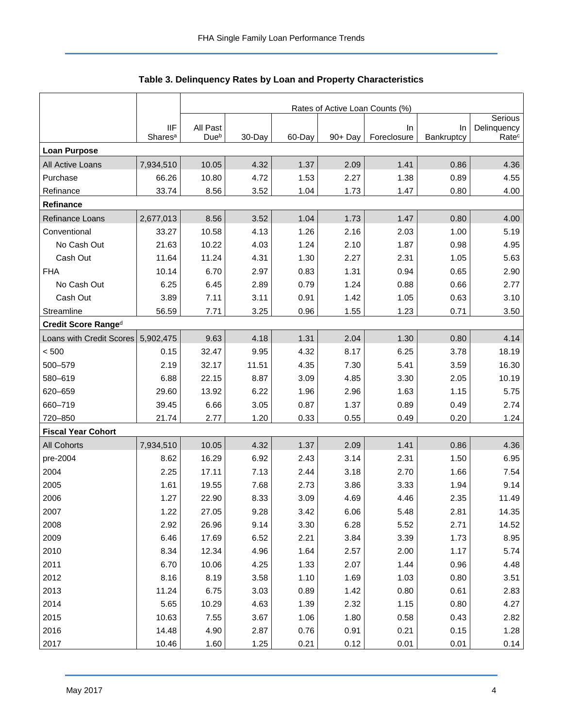## Table 3. Delinquency Rates by Loan and Property Characteristics

| | | Rates of Active Loan Counts (%) | | | | | | |
|---|---|---|---|---|---|---|---|---|
| | IIF Shares[a] | All Past Due[b] | 30-Day | 60-Day | 90+ Day | In Foreclosure | In Bankruptcy | Serious Delinquency Rate[c] |
| **Loan Purpose** | | | | | | | | |
| All Active Loans | 7,934,510 | 10.05 | 4.32 | 1.37 | 2.09 | 1.41 | 0.86 | 4.36 |
| Purchase | 66.26 | 10.80 | 4.72 | 1.53 | 2.27 | 1.38 | 0.89 | 4.55 |
| Refinance | 33.74 | 8.56 | 3.52 | 1.04 | 1.73 | 1.47 | 0.80 | 4.00 |
| **Refinance** | | | | | | | | |
| Refinance Loans | 2,677,013 | 8.56 | 3.52 | 1.04 | 1.73 | 1.47 | 0.80 | 4.00 |
| Conventional | 33.27 | 10.58 | 4.13 | 1.26 | 2.16 | 2.03 | 1.00 | 5.19 |
| No Cash Out | 21.63 | 10.22 | 4.03 | 1.24 | 2.10 | 1.87 | 0.98 | 4.95 |
| Cash Out | 11.64 | 11.24 | 4.31 | 1.30 | 2.27 | 2.31 | 1.05 | 5.63 |
| FHA | 10.14 | 6.70 | 2.97 | 0.83 | 1.31 | 0.94 | 0.65 | 2.90 |
| No Cash Out | 6.25 | 6.45 | 2.89 | 0.79 | 1.24 | 0.88 | 0.66 | 2.77 |
| Cash Out | 3.89 | 7.11 | 3.11 | 0.91 | 1.42 | 1.05 | 0.63 | 3.10 |
| Streamline | 56.59 | 7.71 | 3.25 | 0.96 | 1.55 | 1.23 | 0.71 | 3.50 |
| **Credit Score Range[d]** | | | | | | | | |
| Loans with Credit Scores | 5,902,475 | 9.63 | 4.18 | 1.31 | 2.04 | 1.30 | 0.80 | 4.14 |
| < 500 | 0.15 | 32.47 | 9.95 | 4.32 | 8.17 | 6.25 | 3.78 | 18.19 |
| 500–579 | 2.19 | 32.17 | 11.51 | 4.35 | 7.30 | 5.41 | 3.59 | 16.30 |
| 580–619 | 6.88 | 22.15 | 8.87 | 3.09 | 4.85 | 3.30 | 2.05 | 10.19 |
| 620–659 | 29.60 | 13.92 | 6.22 | 1.96 | 2.96 | 1.63 | 1.15 | 5.75 |
| 660–719 | 39.45 | 6.66 | 3.05 | 0.87 | 1.37 | 0.89 | 0.49 | 2.74 |
| 720–850 | 21.74 | 2.77 | 1.20 | 0.33 | 0.55 | 0.49 | 0.20 | 1.24 |
| **Fiscal Year Cohort** | | | | | | | | |
| All Cohorts | 7,934,510 | 10.05 | 4.32 | 1.37 | 2.09 | 1.41 | 0.86 | 4.36 |
| pre-2004 | 8.62 | 16.29 | 6.92 | 2.43 | 3.14 | 2.31 | 1.50 | 6.95 |
| 2004 | 2.25 | 17.11 | 7.13 | 2.44 | 3.18 | 2.70 | 1.66 | 7.54 |
| 2005 | 1.61 | 19.55 | 7.68 | 2.73 | 3.86 | 3.33 | 1.94 | 9.14 |
| 2006 | 1.27 | 22.90 | 8.33 | 3.09 | 4.69 | 4.46 | 2.35 | 11.49 |
| 2007 | 1.22 | 27.05 | 9.28 | 3.42 | 6.06 | 5.48 | 2.81 | 14.35 |
| 2008 | 2.92 | 26.96 | 9.14 | 3.30 | 6.28 | 5.52 | 2.71 | 14.52 |
| 2009 | 6.46 | 17.69 | 6.52 | 2.21 | 3.84 | 3.39 | 1.73 | 8.95 |
| 2010 | 8.34 | 12.34 | 4.96 | 1.64 | 2.57 | 2.00 | 1.17 | 5.74 |
| 2011 | 6.70 | 10.06 | 4.25 | 1.33 | 2.07 | 1.44 | 0.96 | 4.48 |
| 2012 | 8.16 | 8.19 | 3.58 | 1.10 | 1.69 | 1.03 | 0.80 | 3.51 |
| 2013 | 11.24 | 6.75 | 3.03 | 0.89 | 1.42 | 0.80 | 0.61 | 2.83 |
| 2014 | 5.65 | 10.29 | 4.63 | 1.39 | 2.32 | 1.15 | 0.80 | 4.27 |
| 2015 | 10.63 | 7.55 | 3.67 | 1.06 | 1.80 | 0.58 | 0.43 | 2.82 |
| 2016 | 14.48 | 4.90 | 2.87 | 0.76 | 0.91 | 0.21 | 0.15 | 1.28 |
| 2017 | 10.46 | 1.60 | 1.25 | 0.21 | 0.12 | 0.01 | 0.01 | 0.14 |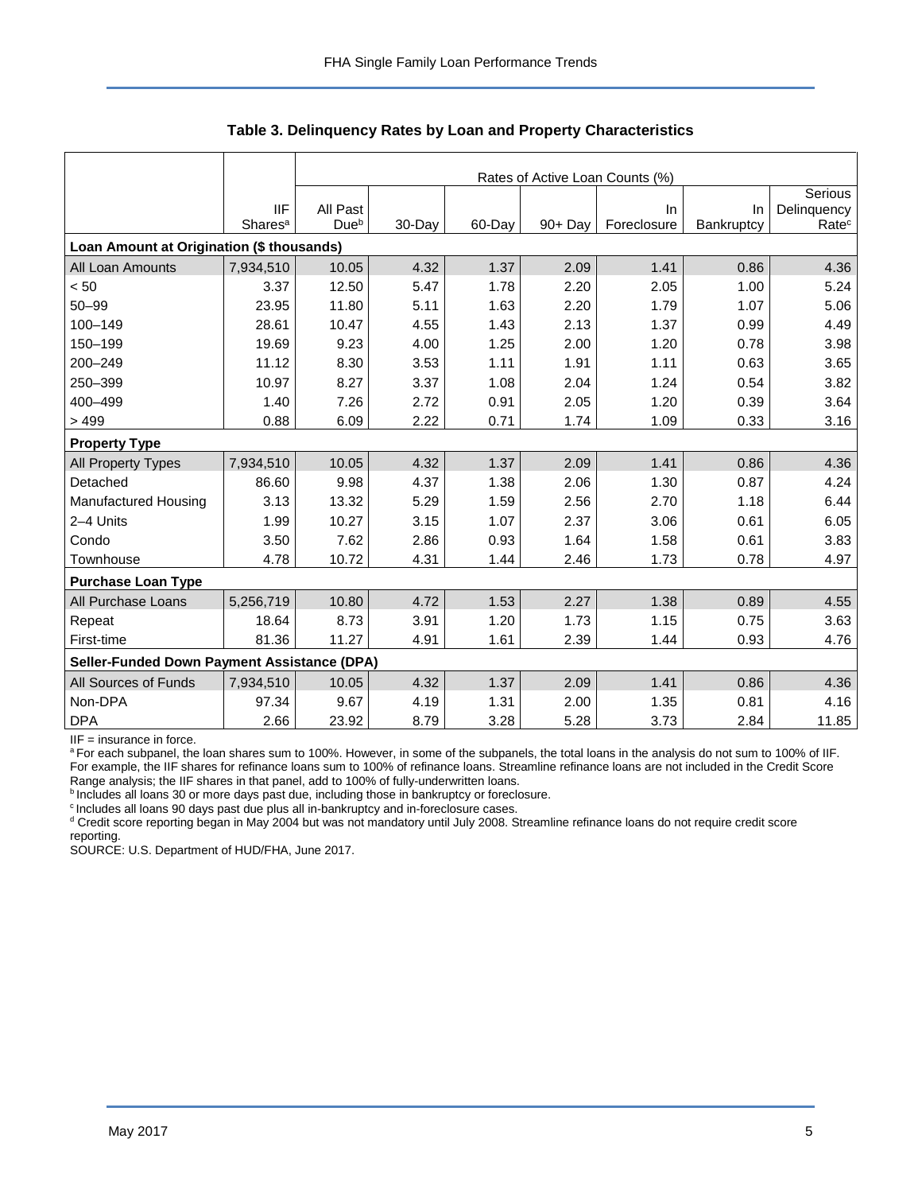### Table 3. Delinquency Rates by Loan and Property Characteristics

| | | Rates of Active Loan Counts (%) | | | | | | |
|---|---|---|---|---|---|---|---|---|
| | IIF Shares[a] | All Past Due[b] | 30-Day | 60-Day | 90+ Day | In Foreclosure | In Bankruptcy | Serious Delinquency Rate[c] |
| **Loan Amount at Origination ($ thousands)** | | | | | | | | |
| All Loan Amounts | 7,934,510 | 10.05 | 4.32 | 1.37 | 2.09 | 1.41 | 0.86 | 4.36 |
| < 50 | 3.37 | 12.50 | 5.47 | 1.78 | 2.20 | 2.05 | 1.00 | 5.24 |
| 50–99 | 23.95 | 11.80 | 5.11 | 1.63 | 2.20 | 1.79 | 1.07 | 5.06 |
| 100–149 | 28.61 | 10.47 | 4.55 | 1.43 | 2.13 | 1.37 | 0.99 | 4.49 |
| 150–199 | 19.69 | 9.23 | 4.00 | 1.25 | 2.00 | 1.20 | 0.78 | 3.98 |
| 200–249 | 11.12 | 8.30 | 3.53 | 1.11 | 1.91 | 1.11 | 0.63 | 3.65 |
| 250–399 | 10.97 | 8.27 | 3.37 | 1.08 | 2.04 | 1.24 | 0.54 | 3.82 |
| 400–499 | 1.40 | 7.26 | 2.72 | 0.91 | 2.05 | 1.20 | 0.39 | 3.64 |
| > 499 | 0.88 | 6.09 | 2.22 | 0.71 | 1.74 | 1.09 | 0.33 | 3.16 |
| **Property Type** | | | | | | | | |
| All Property Types | 7,934,510 | 10.05 | 4.32 | 1.37 | 2.09 | 1.41 | 0.86 | 4.36 |
| Detached | 86.60 | 9.98 | 4.37 | 1.38 | 2.06 | 1.30 | 0.87 | 4.24 |
| Manufactured Housing | 3.13 | 13.32 | 5.29 | 1.59 | 2.56 | 2.70 | 1.18 | 6.44 |
| 2–4 Units | 1.99 | 10.27 | 3.15 | 1.07 | 2.37 | 3.06 | 0.61 | 6.05 |
| Condo | 3.50 | 7.62 | 2.86 | 0.93 | 1.64 | 1.58 | 0.61 | 3.83 |
| Townhouse | 4.78 | 10.72 | 4.31 | 1.44 | 2.46 | 1.73 | 0.78 | 4.97 |
| **Purchase Loan Type** | | | | | | | | |
| All Purchase Loans | 5,256,719 | 10.80 | 4.72 | 1.53 | 2.27 | 1.38 | 0.89 | 4.55 |
| Repeat | 18.64 | 8.73 | 3.91 | 1.20 | 1.73 | 1.15 | 0.75 | 3.63 |
| First-time | 81.36 | 11.27 | 4.91 | 1.61 | 2.39 | 1.44 | 0.93 | 4.76 |
| **Seller-Funded Down Payment Assistance (DPA)** | | | | | | | | |
| All Sources of Funds | 7,934,510 | 10.05 | 4.32 | 1.37 | 2.09 | 1.41 | 0.86 | 4.36 |
| Non-DPA | 97.34 | 9.67 | 4.19 | 1.31 | 2.00 | 1.35 | 0.81 | 4.16 |
| DPA | 2.66 | 23.92 | 8.79 | 3.28 | 5.28 | 3.73 | 2.84 | 11.85 |

IIF = insurance in force.

[a] For each subpanel, the loan shares sum to 100%. However, in some of the subpanels, the total loans in the analysis do not sum to 100% of IIF. For example, the IIF shares for refinance loans sum to 100% of refinance loans. Streamline refinance loans are not included in the Credit Score Range analysis; the IIF shares in that panel, add to 100% of fully-underwritten loans.

[b] Includes all loans 30 or more days past due, including those in bankruptcy or foreclosure.

[c] Includes all loans 90 days past due plus all in-bankruptcy and in-foreclosure cases.

[d] Credit score reporting began in May 2004 but was not mandatory until July 2008. Streamline refinance loans do not require credit score reporting.

SOURCE: U.S. Department of HUD/FHA, June 2017.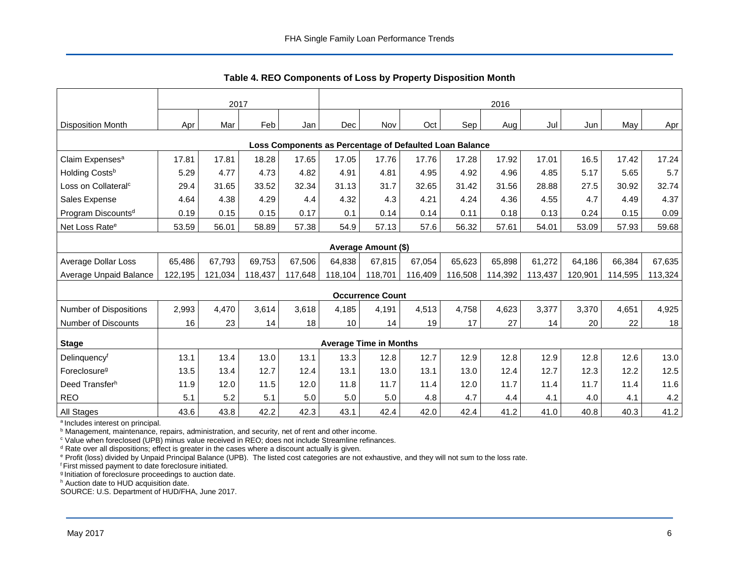### Table 4. REO Components of Loss by Property Disposition Month

| | 2017 | | | | 2016 | | | | | | | | |
|---|---|---|---|---|---|---|---|---|---|---|---|---|---|
| Disposition Month | Apr | Mar | Feb | Jan | Dec | Nov | Oct | Sep | Aug | Jul | Jun | May | Apr |
| **Loss Components as Percentage of Defaulted Loan Balance** | | | | | | | | | | | | | |
| Claim Expenses[a] | 17.81 | 17.81 | 18.28 | 17.65 | 17.05 | 17.76 | 17.76 | 17.28 | 17.92 | 17.01 | 16.5 | 17.42 | 17.24 |
| Holding Costs[b] | 5.29 | 4.77 | 4.73 | 4.82 | 4.91 | 4.81 | 4.95 | 4.92 | 4.96 | 4.85 | 5.17 | 5.65 | 5.7 |
| Loss on Collateral[c] | 29.4 | 31.65 | 33.52 | 32.34 | 31.13 | 31.7 | 32.65 | 31.42 | 31.56 | 28.88 | 27.5 | 30.92 | 32.74 |
| Sales Expense | 4.64 | 4.38 | 4.29 | 4.4 | 4.32 | 4.3 | 4.21 | 4.24 | 4.36 | 4.55 | 4.7 | 4.49 | 4.37 |
| Program Discounts[d] | 0.19 | 0.15 | 0.15 | 0.17 | 0.1 | 0.14 | 0.14 | 0.11 | 0.18 | 0.13 | 0.24 | 0.15 | 0.09 |
| Net Loss Rate[e] | 53.59 | 56.01 | 58.89 | 57.38 | 54.9 | 57.13 | 57.6 | 56.32 | 57.61 | 54.01 | 53.09 | 57.93 | 59.68 |
| **Average Amount ($)** | | | | | | | | | | | | | |
| Average Dollar Loss | 65,486 | 67,793 | 69,753 | 67,506 | 64,838 | 67,815 | 67,054 | 65,623 | 65,898 | 61,272 | 64,186 | 66,384 | 67,635 |
| Average Unpaid Balance | 122,195 | 121,034 | 118,437 | 117,648 | 118,104 | 118,701 | 116,409 | 116,508 | 114,392 | 113,437 | 120,901 | 114,595 | 113,324 |
| **Occurrence Count** | | | | | | | | | | | | | |
| Number of Dispositions | 2,993 | 4,470 | 3,614 | 3,618 | 4,185 | 4,191 | 4,513 | 4,758 | 4,623 | 3,377 | 3,370 | 4,651 | 4,925 |
| Number of Discounts | 16 | 23 | 14 | 18 | 10 | 14 | 19 | 17 | 27 | 14 | 20 | 22 | 18 |
| **Stage** | **Average Time in Months** | | | | | | | | | | | | |
| Delinquency[f] | 13.1 | 13.4 | 13.0 | 13.1 | 13.3 | 12.8 | 12.7 | 12.9 | 12.8 | 12.9 | 12.8 | 12.6 | 13.0 |
| Foreclosure[g] | 13.5 | 13.4 | 12.7 | 12.4 | 13.1 | 13.0 | 13.1 | 13.0 | 12.4 | 12.7 | 12.3 | 12.2 | 12.5 |
| Deed Transfer[h] | 11.9 | 12.0 | 11.5 | 12.0 | 11.8 | 11.7 | 11.4 | 12.0 | 11.7 | 11.4 | 11.7 | 11.4 | 11.6 |
| REO | 5.1 | 5.2 | 5.1 | 5.0 | 5.0 | 5.0 | 4.8 | 4.7 | 4.4 | 4.1 | 4.0 | 4.1 | 4.2 |
| All Stages | 43.6 | 43.8 | 42.2 | 42.3 | 43.1 | 42.4 | 42.0 | 42.4 | 41.2 | 41.0 | 40.8 | 40.3 | 41.2 |

[a] Includes interest on principal.
[b] Management, maintenance, repairs, administration, and security, net of rent and other income.
[c] Value when foreclosed (UPB) minus value received in REO; does not include Streamline refinances.
[d] Rate over all dispositions; effect is greater in the cases where a discount actually is given.
[e] Profit (loss) divided by Unpaid Principal Balance (UPB). The listed cost categories are not exhaustive, and they will not sum to the loss rate.
[f] First missed payment to date foreclosure initiated.
[g] Initiation of foreclosure proceedings to auction date.
[h] Auction date to HUD acquisition date.
SOURCE: U.S. Department of HUD/FHA, June 2017.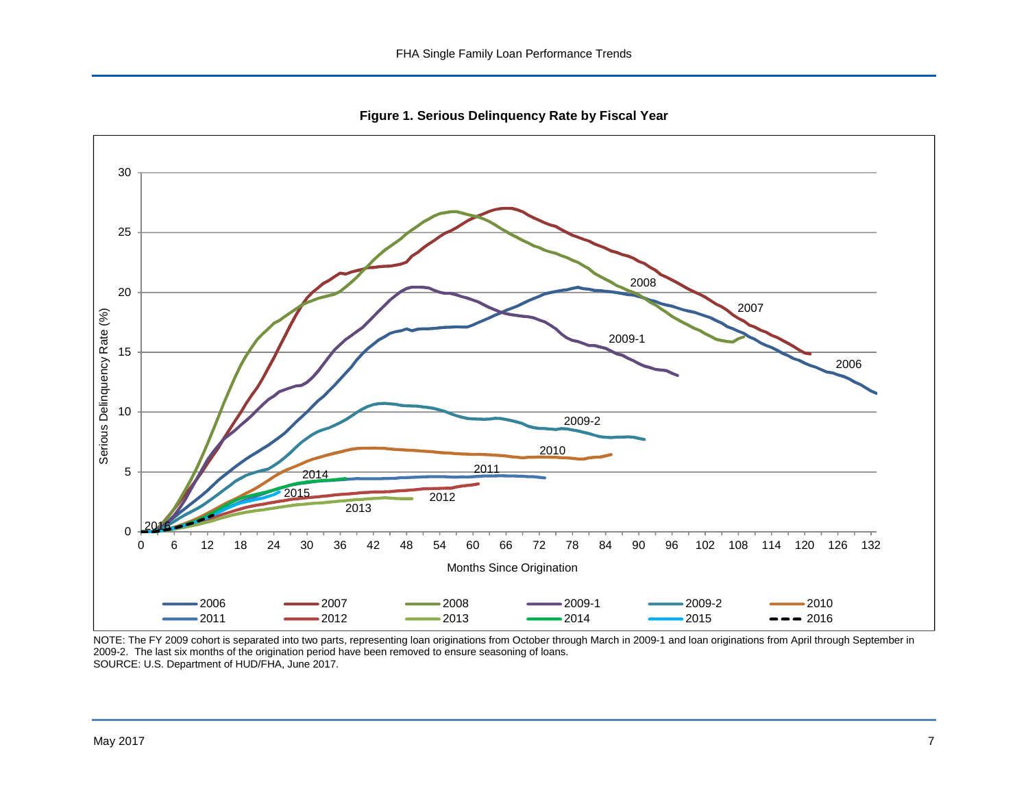**Figure 1. Serious Delinquency Rate by Fiscal Year**

NOTE: The FY 2009 cohort is separated into two parts, representing loan originations from October through March in 2009-1 and loan originations from April through September in 2009-2. The last six months of the origination period have been removed to ensure seasoning of loans.
SOURCE: U.S. Department of HUD/FHA, June 2017.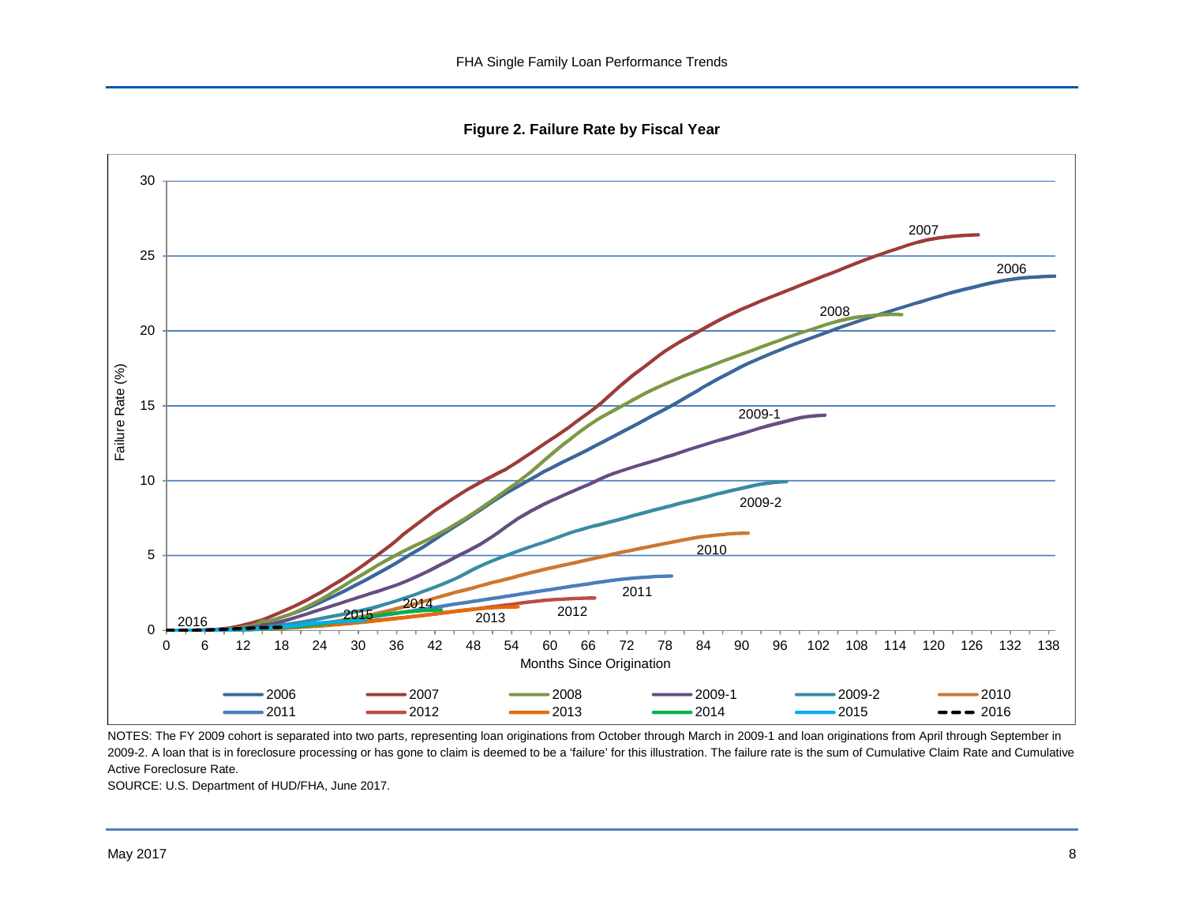**Figure 2. Failure Rate by Fiscal Year**

Failure Rate (%)

30
25
20
15
10
5
0

0 6 12 18 24 30 36 42 48 54 60 66 72 78 84 90 96 102 108 114 120 126 132 138

Months Since Origination

2007
2006
2008
2009-1
2009-2
2010
2011
2012
2013
2014
2015
2016

Legend: 2006, 2007, 2008, 2009-1, 2009-2, 2010, 2011, 2012, 2013, 2014, 2015, 2016

NOTES: The FY 2009 cohort is separated into two parts, representing loan originations from October through March in 2009-1 and loan originations from April through September in 2009-2. A loan that is in foreclosure processing or has gone to claim is deemed to be a 'failure' for this illustration. The failure rate is the sum of Cumulative Claim Rate and Cumulative Active Foreclosure Rate.

SOURCE: U.S. Department of HUD/FHA, June 2017.